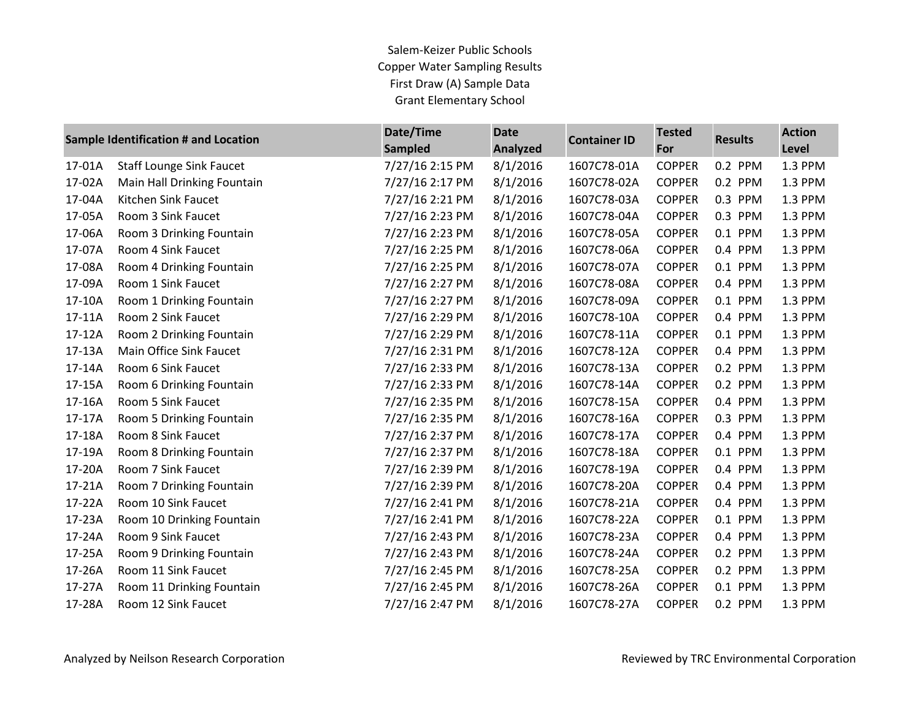Salem-Keizer Public Schools
Copper Water Sampling Results
First Draw (A) Sample Data
Grant Elementary School

| Sample Identification # and Location | | Date/Time Sampled | Date Analyzed | Container ID | Tested For | Results | Action Level |
|---|---|---|---|---|---|---|---|
| 17-01A | Staff Lounge Sink Faucet | 7/27/16 2:15 PM | 8/1/2016 | 1607C78-01A | COPPER | 0.2 PPM | 1.3 PPM |
| 17-02A | Main Hall Drinking Fountain | 7/27/16 2:17 PM | 8/1/2016 | 1607C78-02A | COPPER | 0.2 PPM | 1.3 PPM |
| 17-04A | Kitchen Sink Faucet | 7/27/16 2:21 PM | 8/1/2016 | 1607C78-03A | COPPER | 0.3 PPM | 1.3 PPM |
| 17-05A | Room 3 Sink Faucet | 7/27/16 2:23 PM | 8/1/2016 | 1607C78-04A | COPPER | 0.3 PPM | 1.3 PPM |
| 17-06A | Room 3 Drinking Fountain | 7/27/16 2:23 PM | 8/1/2016 | 1607C78-05A | COPPER | 0.1 PPM | 1.3 PPM |
| 17-07A | Room 4 Sink Faucet | 7/27/16 2:25 PM | 8/1/2016 | 1607C78-06A | COPPER | 0.4 PPM | 1.3 PPM |
| 17-08A | Room 4 Drinking Fountain | 7/27/16 2:25 PM | 8/1/2016 | 1607C78-07A | COPPER | 0.1 PPM | 1.3 PPM |
| 17-09A | Room 1 Sink Faucet | 7/27/16 2:27 PM | 8/1/2016 | 1607C78-08A | COPPER | 0.4 PPM | 1.3 PPM |
| 17-10A | Room 1 Drinking Fountain | 7/27/16 2:27 PM | 8/1/2016 | 1607C78-09A | COPPER | 0.1 PPM | 1.3 PPM |
| 17-11A | Room 2 Sink Faucet | 7/27/16 2:29 PM | 8/1/2016 | 1607C78-10A | COPPER | 0.4 PPM | 1.3 PPM |
| 17-12A | Room 2 Drinking Fountain | 7/27/16 2:29 PM | 8/1/2016 | 1607C78-11A | COPPER | 0.1 PPM | 1.3 PPM |
| 17-13A | Main Office Sink Faucet | 7/27/16 2:31 PM | 8/1/2016 | 1607C78-12A | COPPER | 0.4 PPM | 1.3 PPM |
| 17-14A | Room 6 Sink Faucet | 7/27/16 2:33 PM | 8/1/2016 | 1607C78-13A | COPPER | 0.2 PPM | 1.3 PPM |
| 17-15A | Room 6 Drinking Fountain | 7/27/16 2:33 PM | 8/1/2016 | 1607C78-14A | COPPER | 0.2 PPM | 1.3 PPM |
| 17-16A | Room 5 Sink Faucet | 7/27/16 2:35 PM | 8/1/2016 | 1607C78-15A | COPPER | 0.4 PPM | 1.3 PPM |
| 17-17A | Room 5 Drinking Fountain | 7/27/16 2:35 PM | 8/1/2016 | 1607C78-16A | COPPER | 0.3 PPM | 1.3 PPM |
| 17-18A | Room 8 Sink Faucet | 7/27/16 2:37 PM | 8/1/2016 | 1607C78-17A | COPPER | 0.4 PPM | 1.3 PPM |
| 17-19A | Room 8 Drinking Fountain | 7/27/16 2:37 PM | 8/1/2016 | 1607C78-18A | COPPER | 0.1 PPM | 1.3 PPM |
| 17-20A | Room 7 Sink Faucet | 7/27/16 2:39 PM | 8/1/2016 | 1607C78-19A | COPPER | 0.4 PPM | 1.3 PPM |
| 17-21A | Room 7 Drinking Fountain | 7/27/16 2:39 PM | 8/1/2016 | 1607C78-20A | COPPER | 0.4 PPM | 1.3 PPM |
| 17-22A | Room 10 Sink Faucet | 7/27/16 2:41 PM | 8/1/2016 | 1607C78-21A | COPPER | 0.4 PPM | 1.3 PPM |
| 17-23A | Room 10 Drinking Fountain | 7/27/16 2:41 PM | 8/1/2016 | 1607C78-22A | COPPER | 0.1 PPM | 1.3 PPM |
| 17-24A | Room 9 Sink Faucet | 7/27/16 2:43 PM | 8/1/2016 | 1607C78-23A | COPPER | 0.4 PPM | 1.3 PPM |
| 17-25A | Room 9 Drinking Fountain | 7/27/16 2:43 PM | 8/1/2016 | 1607C78-24A | COPPER | 0.2 PPM | 1.3 PPM |
| 17-26A | Room 11 Sink Faucet | 7/27/16 2:45 PM | 8/1/2016 | 1607C78-25A | COPPER | 0.2 PPM | 1.3 PPM |
| 17-27A | Room 11 Drinking Fountain | 7/27/16 2:45 PM | 8/1/2016 | 1607C78-26A | COPPER | 0.1 PPM | 1.3 PPM |
| 17-28A | Room 12 Sink Faucet | 7/27/16 2:47 PM | 8/1/2016 | 1607C78-27A | COPPER | 0.2 PPM | 1.3 PPM |

Analyzed by Neilson Research Corporation

Reviewed by TRC Environmental Corporation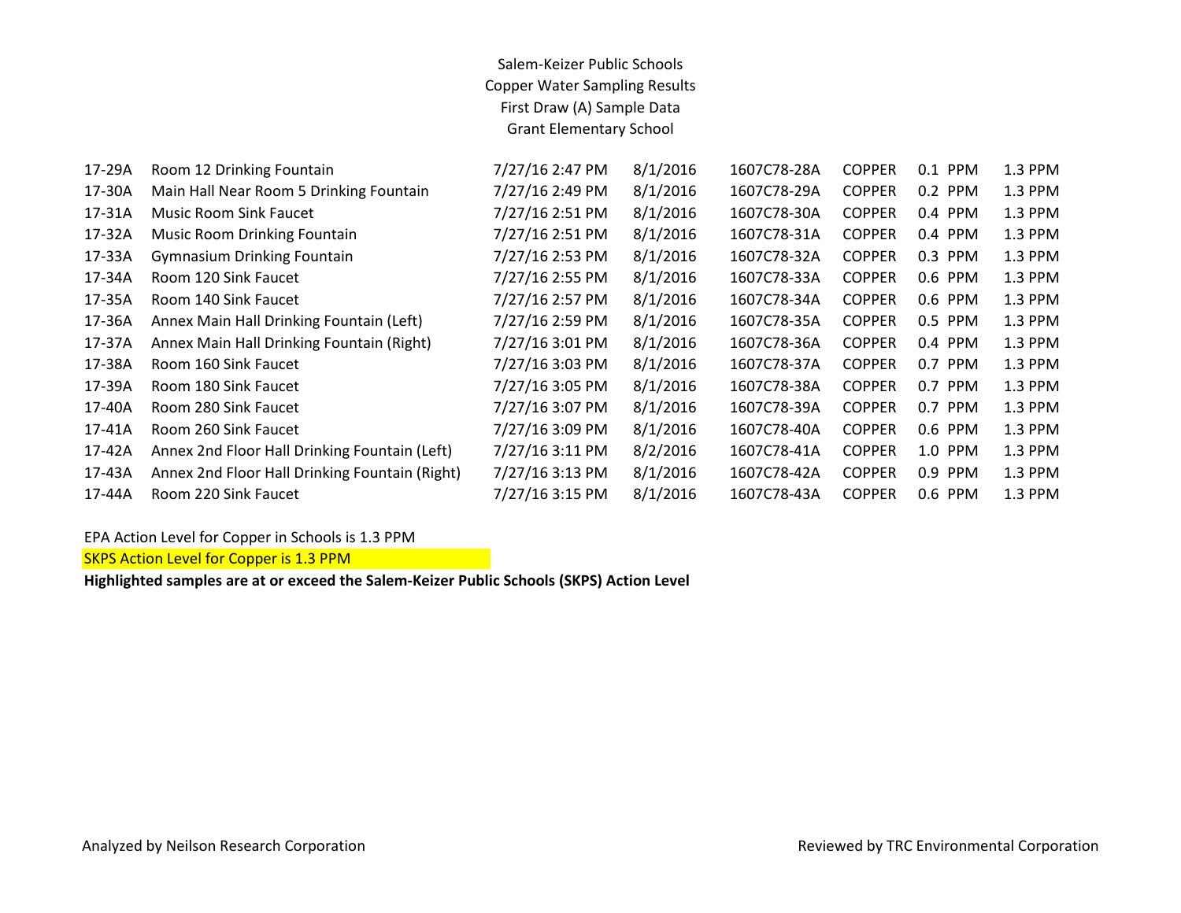Salem-Keizer Public Schools
Copper Water Sampling Results
First Draw (A) Sample Data
Grant Elementary School

| | | | | | | | |
|---|---|---|---|---|---|---|---|
| 17-29A | Room 12 Drinking Fountain | 7/27/16 2:47 PM | 8/1/2016 | 1607C78-28A | COPPER | 0.1 PPM | 1.3 PPM |
| 17-30A | Main Hall Near Room 5 Drinking Fountain | 7/27/16 2:49 PM | 8/1/2016 | 1607C78-29A | COPPER | 0.2 PPM | 1.3 PPM |
| 17-31A | Music Room Sink Faucet | 7/27/16 2:51 PM | 8/1/2016 | 1607C78-30A | COPPER | 0.4 PPM | 1.3 PPM |
| 17-32A | Music Room Drinking Fountain | 7/27/16 2:51 PM | 8/1/2016 | 1607C78-31A | COPPER | 0.4 PPM | 1.3 PPM |
| 17-33A | Gymnasium Drinking Fountain | 7/27/16 2:53 PM | 8/1/2016 | 1607C78-32A | COPPER | 0.3 PPM | 1.3 PPM |
| 17-34A | Room 120 Sink Faucet | 7/27/16 2:55 PM | 8/1/2016 | 1607C78-33A | COPPER | 0.6 PPM | 1.3 PPM |
| 17-35A | Room 140 Sink Faucet | 7/27/16 2:57 PM | 8/1/2016 | 1607C78-34A | COPPER | 0.6 PPM | 1.3 PPM |
| 17-36A | Annex Main Hall Drinking Fountain (Left) | 7/27/16 2:59 PM | 8/1/2016 | 1607C78-35A | COPPER | 0.5 PPM | 1.3 PPM |
| 17-37A | Annex Main Hall Drinking Fountain (Right) | 7/27/16 3:01 PM | 8/1/2016 | 1607C78-36A | COPPER | 0.4 PPM | 1.3 PPM |
| 17-38A | Room 160 Sink Faucet | 7/27/16 3:03 PM | 8/1/2016 | 1607C78-37A | COPPER | 0.7 PPM | 1.3 PPM |
| 17-39A | Room 180 Sink Faucet | 7/27/16 3:05 PM | 8/1/2016 | 1607C78-38A | COPPER | 0.7 PPM | 1.3 PPM |
| 17-40A | Room 280 Sink Faucet | 7/27/16 3:07 PM | 8/1/2016 | 1607C78-39A | COPPER | 0.7 PPM | 1.3 PPM |
| 17-41A | Room 260 Sink Faucet | 7/27/16 3:09 PM | 8/1/2016 | 1607C78-40A | COPPER | 0.6 PPM | 1.3 PPM |
| 17-42A | Annex 2nd Floor Hall Drinking Fountain (Left) | 7/27/16 3:11 PM | 8/2/2016 | 1607C78-41A | COPPER | 1.0 PPM | 1.3 PPM |
| 17-43A | Annex 2nd Floor Hall Drinking Fountain (Right) | 7/27/16 3:13 PM | 8/1/2016 | 1607C78-42A | COPPER | 0.9 PPM | 1.3 PPM |
| 17-44A | Room 220 Sink Faucet | 7/27/16 3:15 PM | 8/1/2016 | 1607C78-43A | COPPER | 0.6 PPM | 1.3 PPM |

EPA Action Level for Copper in Schools is 1.3 PPM

SKPS Action Level for Copper is 1.3 PPM

**Highlighted samples are at or exceed the Salem-Keizer Public Schools (SKPS) Action Level**

Analyzed by Neilson Research Corporation

Reviewed by TRC Environmental Corporation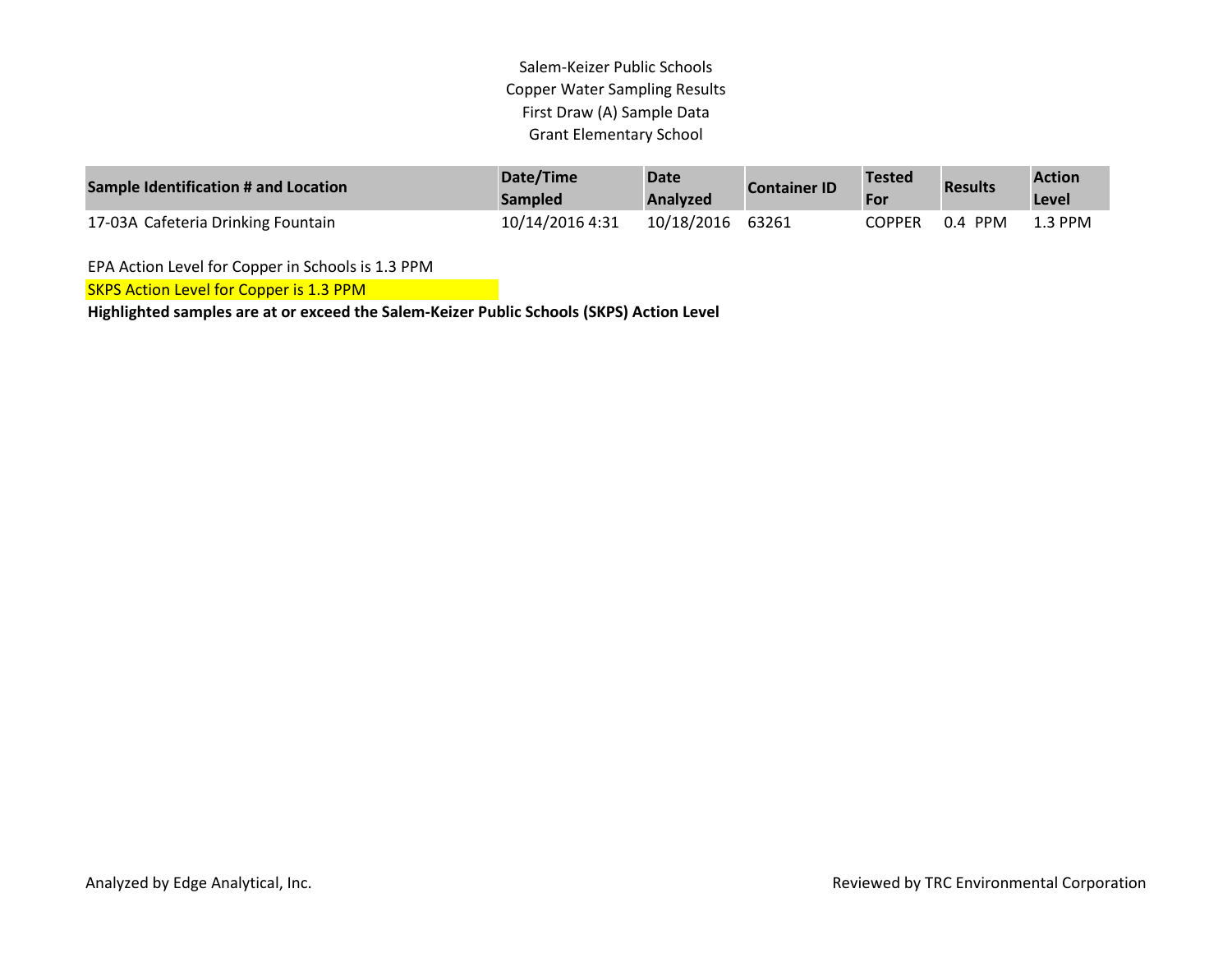Salem-Keizer Public Schools
Copper Water Sampling Results
First Draw (A) Sample Data
Grant Elementary School

| Sample Identification # and Location | Date/Time Sampled | Date Analyzed | Container ID | Tested For | Results | Action Level |
|---|---|---|---|---|---|---|
| 17-03A Cafeteria Drinking Fountain | 10/14/2016 4:31 | 10/18/2016 | 63261 | COPPER | 0.4 PPM | 1.3 PPM |

EPA Action Level for Copper in Schools is 1.3 PPM

SKPS Action Level for Copper is 1.3 PPM

**Highlighted samples are at or exceed the Salem-Keizer Public Schools (SKPS) Action Level**

Analyzed by Edge Analytical, Inc.

Reviewed by TRC Environmental Corporation